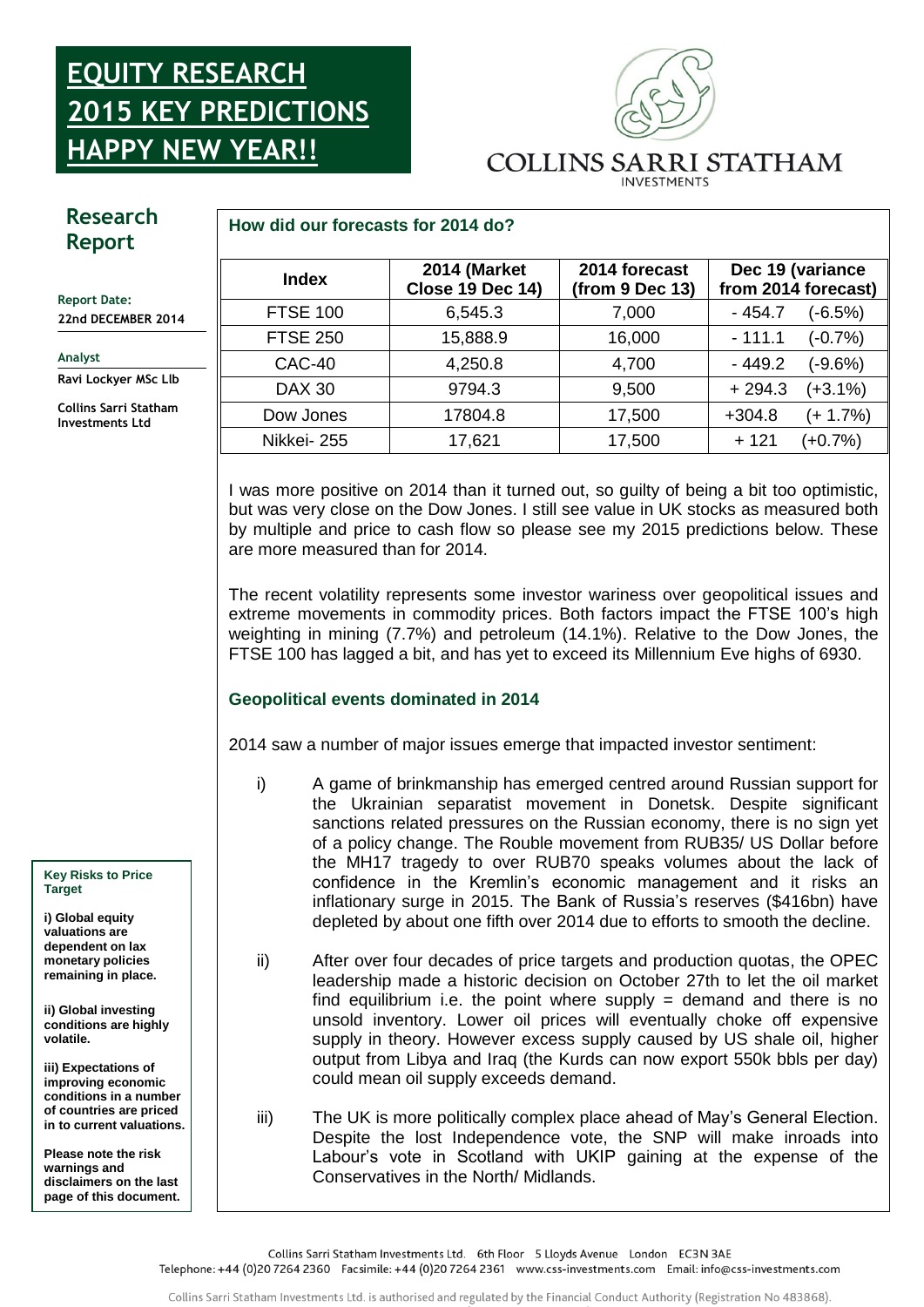# EQUITY RESEARCH 2015 KEY PREDICTIONS HAPPY NEW YEAR!!

COLLINS SARRI STATHAM
INVESTMENTS

## Research Report

**Report Date:**
**22nd DECEMBER 2014**

**Analyst**
**Ravi Lockyer MSc Llb**

**Collins Sarri Statham Investments Ltd**

### How did our forecasts for 2014 do?

| Index | 2014 (Market Close 19 Dec 14) | 2014 forecast (from 9 Dec 13) | Dec 19 (variance from 2014 forecast) |
|---|---|---|---|
| FTSE 100 | 6,545.3 | 7,000 | - 454.7 (-6.5%) |
| FTSE 250 | 15,888.9 | 16,000 | - 111.1 (-0.7%) |
| CAC-40 | 4,250.8 | 4,700 | - 449.2 (-9.6%) |
| DAX 30 | 9794.3 | 9,500 | + 294.3 (+3.1%) |
| Dow Jones | 17804.8 | 17,500 | +304.8 (+ 1.7%) |
| Nikkei- 255 | 17,621 | 17,500 | + 121 (+0.7%) |

I was more positive on 2014 than it turned out, so guilty of being a bit too optimistic, but was very close on the Dow Jones. I still see value in UK stocks as measured both by multiple and price to cash flow so please see my 2015 predictions below. These are more measured than for 2014.

The recent volatility represents some investor wariness over geopolitical issues and extreme movements in commodity prices. Both factors impact the FTSE 100's high weighting in mining (7.7%) and petroleum (14.1%). Relative to the Dow Jones, the FTSE 100 has lagged a bit, and has yet to exceed its Millennium Eve highs of 6930.

### Geopolitical events dominated in 2014

2014 saw a number of major issues emerge that impacted investor sentiment:

i) A game of brinkmanship has emerged centred around Russian support for the Ukrainian separatist movement in Donetsk. Despite significant sanctions related pressures on the Russian economy, there is no sign yet of a policy change. The Rouble movement from RUB35/ US Dollar before the MH17 tragedy to over RUB70 speaks volumes about the lack of confidence in the Kremlin's economic management and it risks an inflationary surge in 2015. The Bank of Russia's reserves ($416bn) have depleted by about one fifth over 2014 due to efforts to smooth the decline.

ii) After over four decades of price targets and production quotas, the OPEC leadership made a historic decision on October 27th to let the oil market find equilibrium i.e. the point where supply = demand and there is no unsold inventory. Lower oil prices will eventually choke off expensive supply in theory. However excess supply caused by US shale oil, higher output from Libya and Iraq (the Kurds can now export 550k bbls per day) could mean oil supply exceeds demand.

iii) The UK is more politically complex place ahead of May's General Election. Despite the lost Independence vote, the SNP will make inroads into Labour's vote in Scotland with UKIP gaining at the expense of the Conservatives in the North/ Midlands.

**Key Risks to Price Target**

**i) Global equity valuations are dependent on lax monetary policies remaining in place.**

**ii) Global investing conditions are highly volatile.**

**iii) Expectations of improving economic conditions in a number of countries are priced in to current valuations.**

**Please note the risk warnings and disclaimers on the last page of this document.**

Collins Sarri Statham Investments Ltd. 6th Floor 5 Lloyds Avenue London EC3N 3AE
Telephone: +44 (0)20 7264 2360 Facsimile: +44 (0)20 7264 2361 www.css-investments.com Email: info@css-investments.com

Collins Sarri Statham Investments Ltd. is authorised and regulated by the Financial Conduct Authority (Registration No 483868).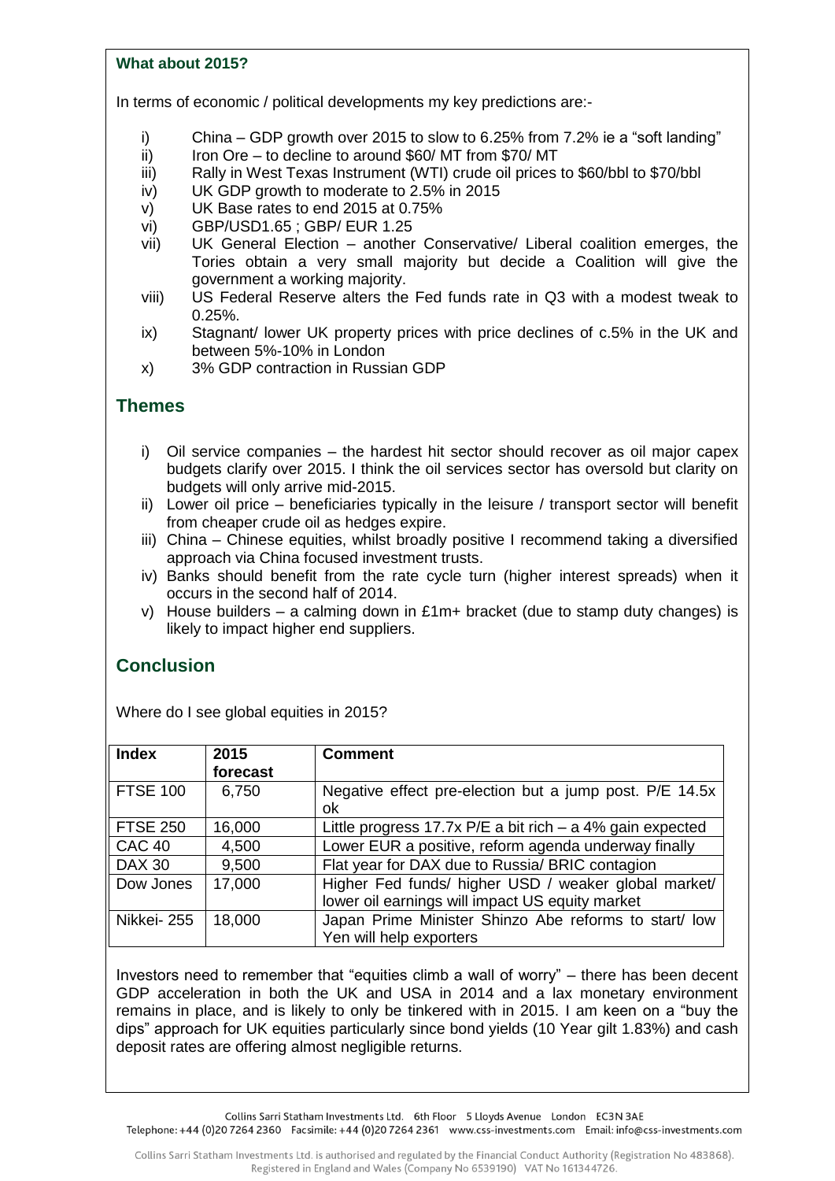**What about 2015?**

In terms of economic / political developments my key predictions are:-

i) China – GDP growth over 2015 to slow to 6.25% from 7.2% ie a "soft landing"
ii) Iron Ore – to decline to around $60/ MT from $70/ MT
iii) Rally in West Texas Instrument (WTI) crude oil prices to $60/bbl to $70/bbl
iv) UK GDP growth to moderate to 2.5% in 2015
v) UK Base rates to end 2015 at 0.75%
vi) GBP/USD1.65 ; GBP/ EUR 1.25
vii) UK General Election – another Conservative/ Liberal coalition emerges, the Tories obtain a very small majority but decide a Coalition will give the government a working majority.
viii) US Federal Reserve alters the Fed funds rate in Q3 with a modest tweak to 0.25%.
ix) Stagnant/ lower UK property prices with price declines of c.5% in the UK and between 5%-10% in London
x) 3% GDP contraction in Russian GDP

## Themes

i) Oil service companies – the hardest hit sector should recover as oil major capex budgets clarify over 2015. I think the oil services sector has oversold but clarity on budgets will only arrive mid-2015.
ii) Lower oil price – beneficiaries typically in the leisure / transport sector will benefit from cheaper crude oil as hedges expire.
iii) China – Chinese equities, whilst broadly positive I recommend taking a diversified approach via China focused investment trusts.
iv) Banks should benefit from the rate cycle turn (higher interest spreads) when it occurs in the second half of 2014.
v) House builders – a calming down in £1m+ bracket (due to stamp duty changes) is likely to impact higher end suppliers.

## Conclusion

Where do I see global equities in 2015?

| Index | 2015 forecast | Comment |
|---|---|---|
| FTSE 100 | 6,750 | Negative effect pre-election but a jump post. P/E 14.5x ok |
| FTSE 250 | 16,000 | Little progress 17.7x P/E a bit rich – a 4% gain expected |
| CAC 40 | 4,500 | Lower EUR a positive, reform agenda underway finally |
| DAX 30 | 9,500 | Flat year for DAX due to Russia/ BRIC contagion |
| Dow Jones | 17,000 | Higher Fed funds/ higher USD / weaker global market/ lower oil earnings will impact US equity market |
| Nikkei- 255 | 18,000 | Japan Prime Minister Shinzo Abe reforms to start/ low Yen will help exporters |

Investors need to remember that "equities climb a wall of worry" – there has been decent GDP acceleration in both the UK and USA in 2014 and a lax monetary environment remains in place, and is likely to only be tinkered with in 2015. I am keen on a "buy the dips" approach for UK equities particularly since bond yields (10 Year gilt 1.83%) and cash deposit rates are offering almost negligible returns.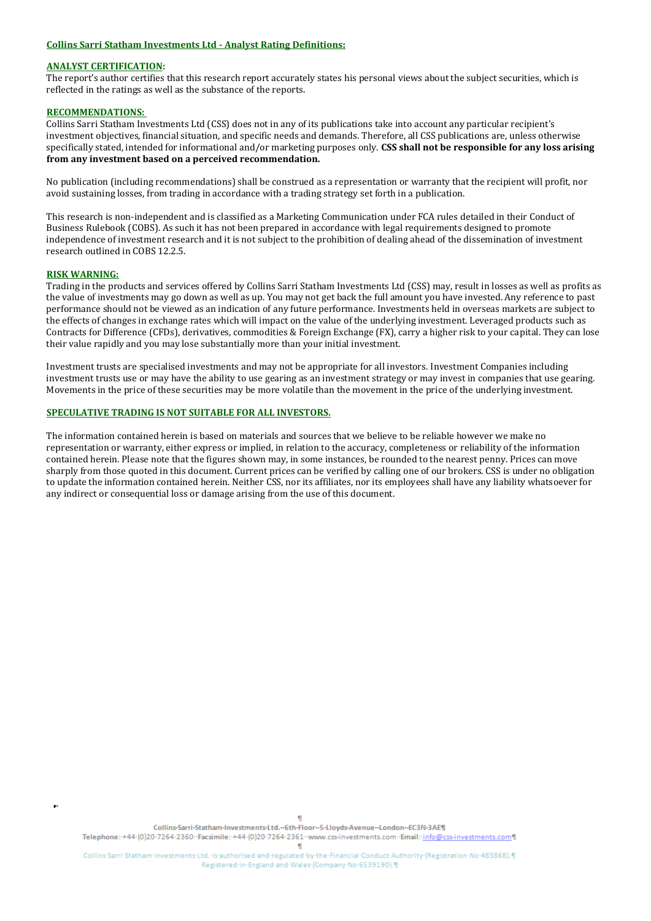## Collins Sarri Statham Investments Ltd - Analyst Rating Definitions:

### ANALYST CERTIFICATION:

The report's author certifies that this research report accurately states his personal views about the subject securities, which is reflected in the ratings as well as the substance of the reports.

### RECOMMENDATIONS:

Collins Sarri Statham Investments Ltd (CSS) does not in any of its publications take into account any particular recipient's investment objectives, financial situation, and specific needs and demands. Therefore, all CSS publications are, unless otherwise specifically stated, intended for informational and/or marketing purposes only. **CSS shall not be responsible for any loss arising from any investment based on a perceived recommendation.**

No publication (including recommendations) shall be construed as a representation or warranty that the recipient will profit, nor avoid sustaining losses, from trading in accordance with a trading strategy set forth in a publication.

This research is non-independent and is classified as a Marketing Communication under FCA rules detailed in their Conduct of Business Rulebook (COBS). As such it has not been prepared in accordance with legal requirements designed to promote independence of investment research and it is not subject to the prohibition of dealing ahead of the dissemination of investment research outlined in COBS 12.2.5.

### RISK WARNING:

Trading in the products and services offered by Collins Sarri Statham Investments Ltd (CSS) may, result in losses as well as profits as the value of investments may go down as well as up. You may not get back the full amount you have invested. Any reference to past performance should not be viewed as an indication of any future performance. Investments held in overseas markets are subject to the effects of changes in exchange rates which will impact on the value of the underlying investment. Leveraged products such as Contracts for Difference (CFDs), derivatives, commodities & Foreign Exchange (FX), carry a higher risk to your capital. They can lose their value rapidly and you may lose substantially more than your initial investment.

Investment trusts are specialised investments and may not be appropriate for all investors. Investment Companies including investment trusts use or may have the ability to use gearing as an investment strategy or may invest in companies that use gearing. Movements in the price of these securities may be more volatile than the movement in the price of the underlying investment.

### SPECULATIVE TRADING IS NOT SUITABLE FOR ALL INVESTORS.

The information contained herein is based on materials and sources that we believe to be reliable however we make no representation or warranty, either express or implied, in relation to the accuracy, completeness or reliability of the information contained herein. Please note that the figures shown may, in some instances, be rounded to the nearest penny. Prices can move sharply from those quoted in this document. Current prices can be verified by calling one of our brokers. CSS is under no obligation to update the information contained herein. Neither CSS, nor its affiliates, nor its employees shall have any liability whatsoever for any indirect or consequential loss or damage arising from the use of this document.

Collins Sarri Statham Investments Ltd. 6th Floor 5 Lloyds Avenue London EC3N 3AE
Telephone: +44 (0)20 7264 2360 Facsimile: +44 (0)20 7264 2361 www.css-investments.com Email: info@css-investments.com

Collins Sarri Statham Investments Ltd. is authorised and regulated by the Financial Conduct Authority (Registration No 483868).
Registered in England and Wales (Company No 6539190).